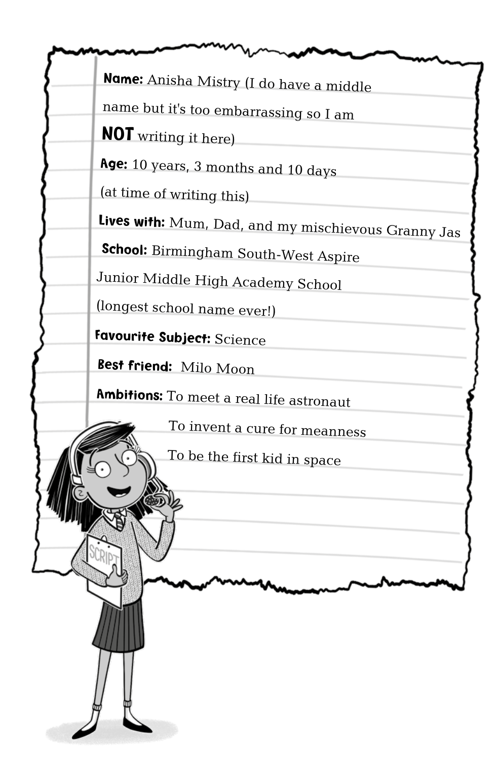**Name:** Anisha Mistry (I do have a middle name but it's too embarrassing so I am **NOT** writing it here)

**Age:** 10 years, 3 months and 10 days (at time of writing this)

**Lives with:** Mum, Dad, and my mischievous Granny Jas

**School:** Birmingham South-West Aspire Junior Middle High Academy School (longest school name ever!)

**Favourite Subject:** Science

**Best friend:** Milo Moon

**Ambitions:** To meet a real life astronaut

To invent a cure for meanness

To be the first kid in space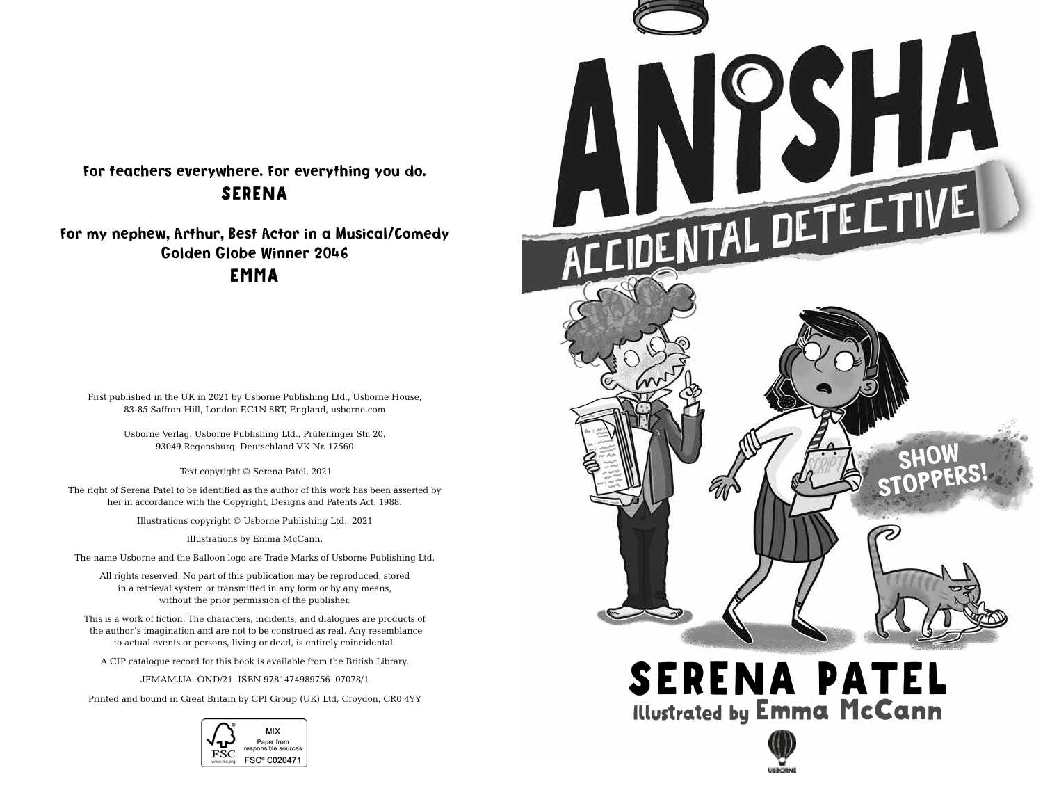For teachers everywhere. For everything you do.

**SERENA**

For my nephew, Arthur, Best Actor in a Musical/Comedy Golden Globe Winner 2046

**EMMA**

First published in the UK in 2021 by Usborne Publishing Ltd., Usborne House, 83-85 Saffron Hill, London EC1N 8RT, England, usborne.com

Usborne Verlag, Usborne Publishing Ltd., Prüfeninger Str. 20, 93049 Regensburg, Deutschland VK Nr. 17560

Text copyright © Serena Patel, 2021

The right of Serena Patel to be identified as the author of this work has been asserted by her in accordance with the Copyright, Designs and Patents Act, 1988.

Illustrations copyright © Usborne Publishing Ltd., 2021

Illustrations by Emma McCann.

The name Usborne and the Balloon logo are Trade Marks of Usborne Publishing Ltd.

All rights reserved. No part of this publication may be reproduced, stored in a retrieval system or transmitted in any form or by any means, without the prior permission of the publisher.

This is a work of fiction. The characters, incidents, and dialogues are products of the author's imagination and are not to be construed as real. Any resemblance to actual events or persons, living or dead, is entirely coincidental.

A CIP catalogue record for this book is available from the British Library.

JFMAMJJA OND/21 ISBN 9781474989756 07078/1

Printed and bound in Great Britain by CPI Group (UK) Ltd, Croydon, CR0 4YY

MIX
Paper from responsible sources
FSC® C020471

# ANISHA

## ACCIDENTAL DETECTIVE

SHOW STOPPERS!

**SERENA PATEL**

Illustrated by **Emma McCann**

USBORNE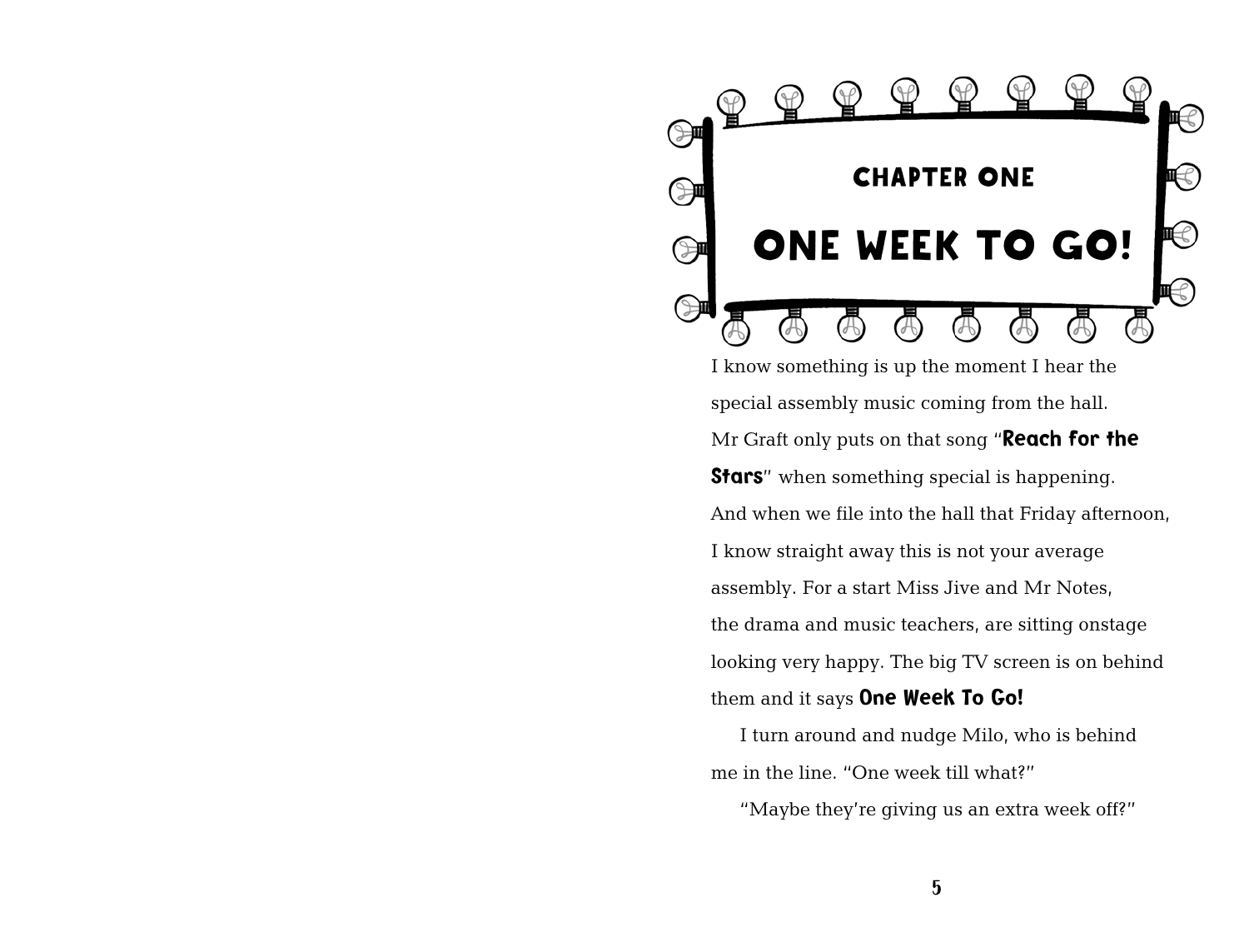## CHAPTER ONE

# ONE WEEK TO GO!

I know something is up the moment I hear the special assembly music coming from the hall. Mr Graft only puts on that song "**Reach for the Stars**" when something special is happening. And when we file into the hall that Friday afternoon, I know straight away this is not your average assembly. For a start Miss Jive and Mr Notes, the drama and music teachers, are sitting onstage looking very happy. The big TV screen is on behind them and it says **One Week To Go!**

I turn around and nudge Milo, who is behind me in the line. "One week till what?"

"Maybe they're giving us an extra week off?"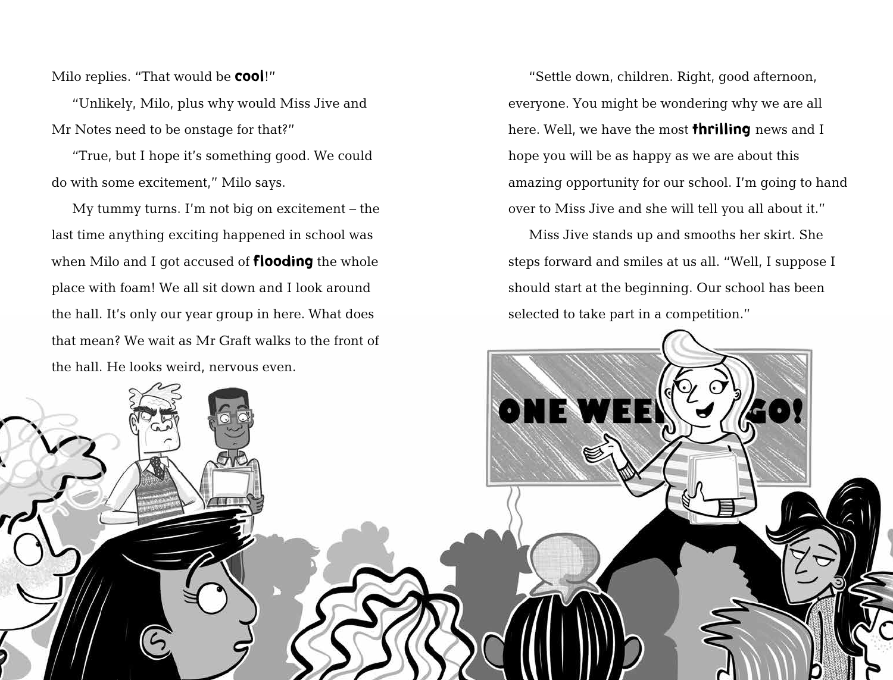Milo replies. "That would be **cool**!"

"Unlikely, Milo, plus why would Miss Jive and Mr Notes need to be onstage for that?"

"True, but I hope it's something good. We could do with some excitement," Milo says.

My tummy turns. I'm not big on excitement – the last time anything exciting happened in school was when Milo and I got accused of **flooding** the whole place with foam! We all sit down and I look around the hall. It's only our year group in here. What does that mean? We wait as Mr Graft walks to the front of the hall. He looks weird, nervous even.

"Settle down, children. Right, good afternoon, everyone. You might be wondering why we are all here. Well, we have the most **thrilling** news and I hope you will be as happy as we are about this amazing opportunity for our school. I'm going to hand over to Miss Jive and she will tell you all about it."

Miss Jive stands up and smooths her skirt. She steps forward and smiles at us all. "Well, I suppose I should start at the beginning. Our school has been selected to take part in a competition."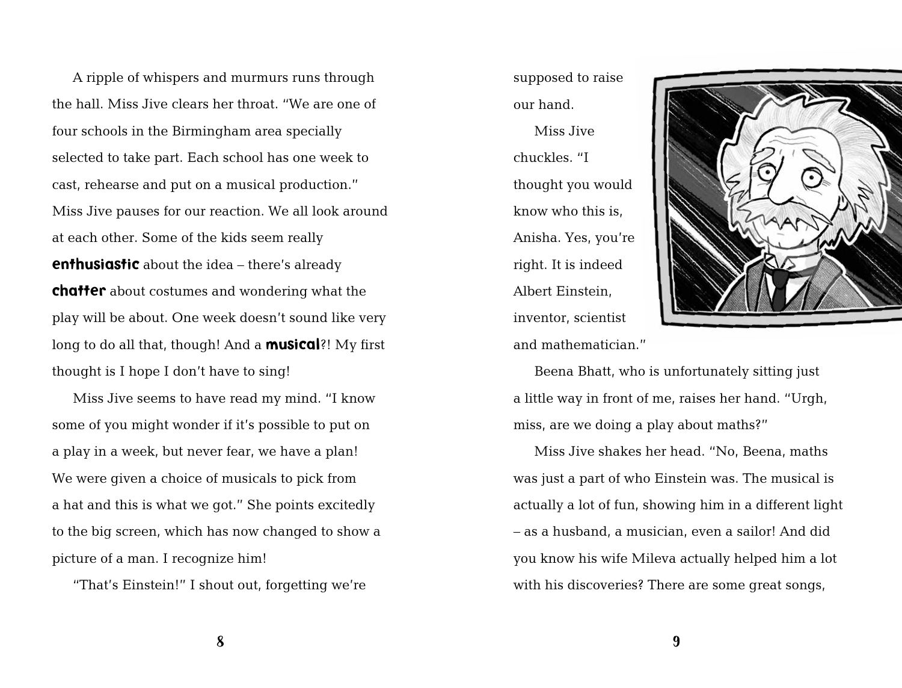A ripple of whispers and murmurs runs through the hall. Miss Jive clears her throat. "We are one of four schools in the Birmingham area specially selected to take part. Each school has one week to cast, rehearse and put on a musical production." Miss Jive pauses for our reaction. We all look around at each other. Some of the kids seem really **enthusiastic** about the idea – there's already **chatter** about costumes and wondering what the play will be about. One week doesn't sound like very long to do all that, though! And a **musical**?! My first thought is I hope I don't have to sing!

Miss Jive seems to have read my mind. "I know some of you might wonder if it's possible to put on a play in a week, but never fear, we have a plan! We were given a choice of musicals to pick from a hat and this is what we got." She points excitedly to the big screen, which has now changed to show a picture of a man. I recognize him!

"That's Einstein!" I shout out, forgetting we're supposed to raise our hand.

Miss Jive chuckles. "I thought you would know who this is, Anisha. Yes, you're right. It is indeed Albert Einstein, inventor, scientist and mathematician."

Beena Bhatt, who is unfortunately sitting just a little way in front of me, raises her hand. "Urgh, miss, are we doing a play about maths?"

Miss Jive shakes her head. "No, Beena, maths was just a part of who Einstein was. The musical is actually a lot of fun, showing him in a different light – as a husband, a musician, even a sailor! And did you know his wife Mileva actually helped him a lot with his discoveries? There are some great songs,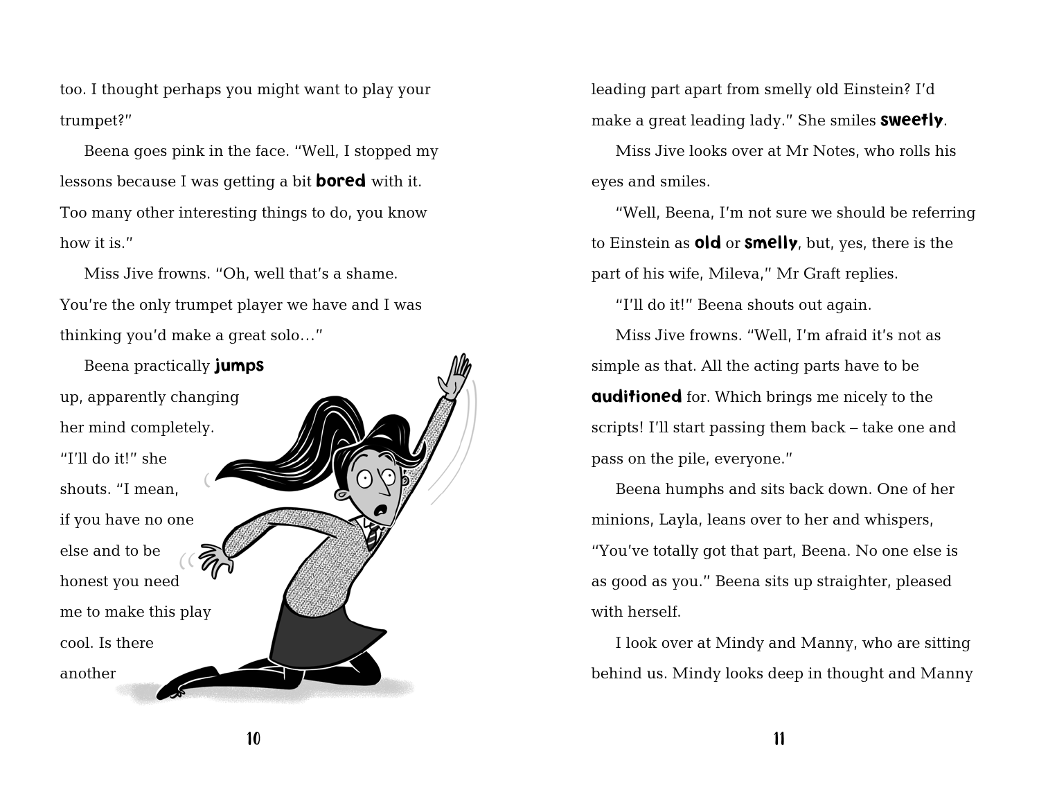too. I thought perhaps you might want to play your trumpet?"

Beena goes pink in the face. "Well, I stopped my lessons because I was getting a bit **bored** with it. Too many other interesting things to do, you know how it is."

Miss Jive frowns. "Oh, well that's a shame. You're the only trumpet player we have and I was thinking you'd make a great solo…"

Beena practically **jumps** up, apparently changing her mind completely. "I'll do it!" she shouts. "I mean, if you have no one else and to be honest you need me to make this play cool. Is there another leading part apart from smelly old Einstein? I'd make a great leading lady." She smiles **sweetly**.

Miss Jive looks over at Mr Notes, who rolls his eyes and smiles.

"Well, Beena, I'm not sure we should be referring to Einstein as **old** or **smelly**, but, yes, there is the part of his wife, Mileva," Mr Graft replies.

"I'll do it!" Beena shouts out again.

Miss Jive frowns. "Well, I'm afraid it's not as simple as that. All the acting parts have to be **auditioned** for. Which brings me nicely to the scripts! I'll start passing them back – take one and pass on the pile, everyone."

Beena humphs and sits back down. One of her minions, Layla, leans over to her and whispers, "You've totally got that part, Beena. No one else is as good as you." Beena sits up straighter, pleased with herself.

I look over at Mindy and Manny, who are sitting behind us. Mindy looks deep in thought and Manny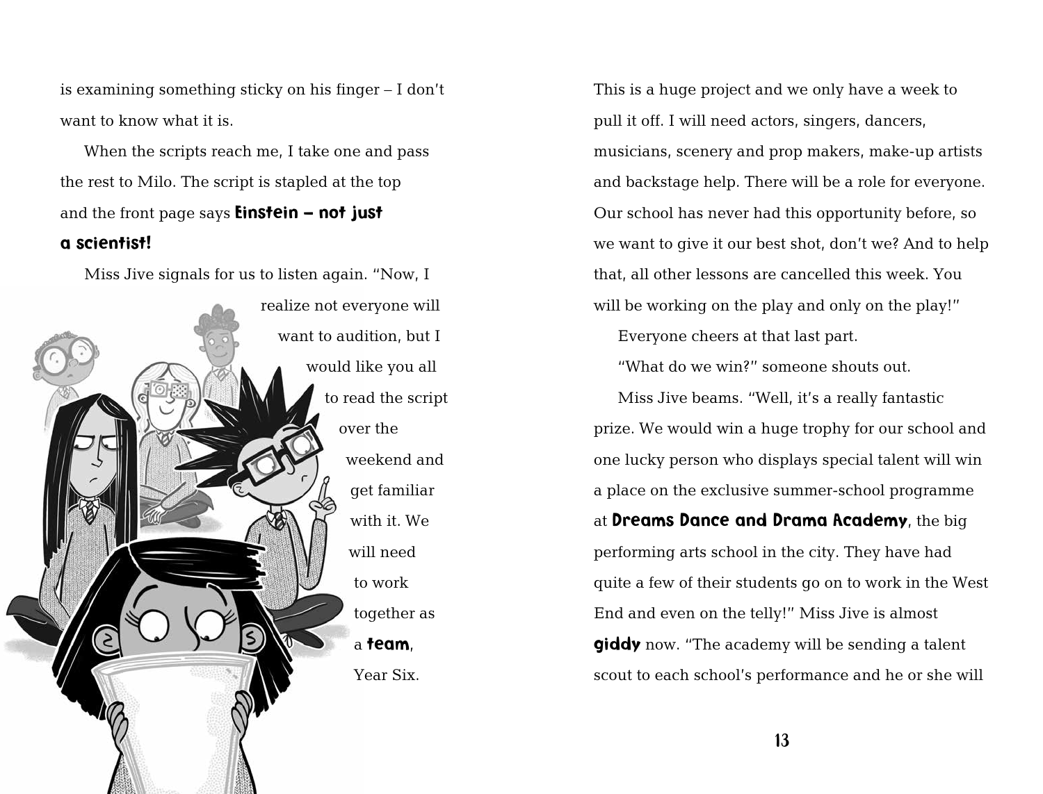is examining something sticky on his finger – I don't want to know what it is.

When the scripts reach me, I take one and pass the rest to Milo. The script is stapled at the top and the front page says **Einstein – not just a scientist!**

Miss Jive signals for us to listen again. "Now, I realize not everyone will want to audition, but I would like you all to read the script over the weekend and get familiar with it. We will need to work together as a **team**, Year Six. This is a huge project and we only have a week to pull it off. I will need actors, singers, dancers, musicians, scenery and prop makers, make-up artists and backstage help. There will be a role for everyone. Our school has never had this opportunity before, so we want to give it our best shot, don't we? And to help that, all other lessons are cancelled this week. You will be working on the play and only on the play!"

Everyone cheers at that last part.

"What do we win?" someone shouts out.

Miss Jive beams. "Well, it's a really fantastic prize. We would win a huge trophy for our school and one lucky person who displays special talent will win a place on the exclusive summer-school programme at **Dreams Dance and Drama Academy**, the big performing arts school in the city. They have had quite a few of their students go on to work in the West End and even on the telly!" Miss Jive is almost **giddy** now. "The academy will be sending a talent scout to each school's performance and he or she will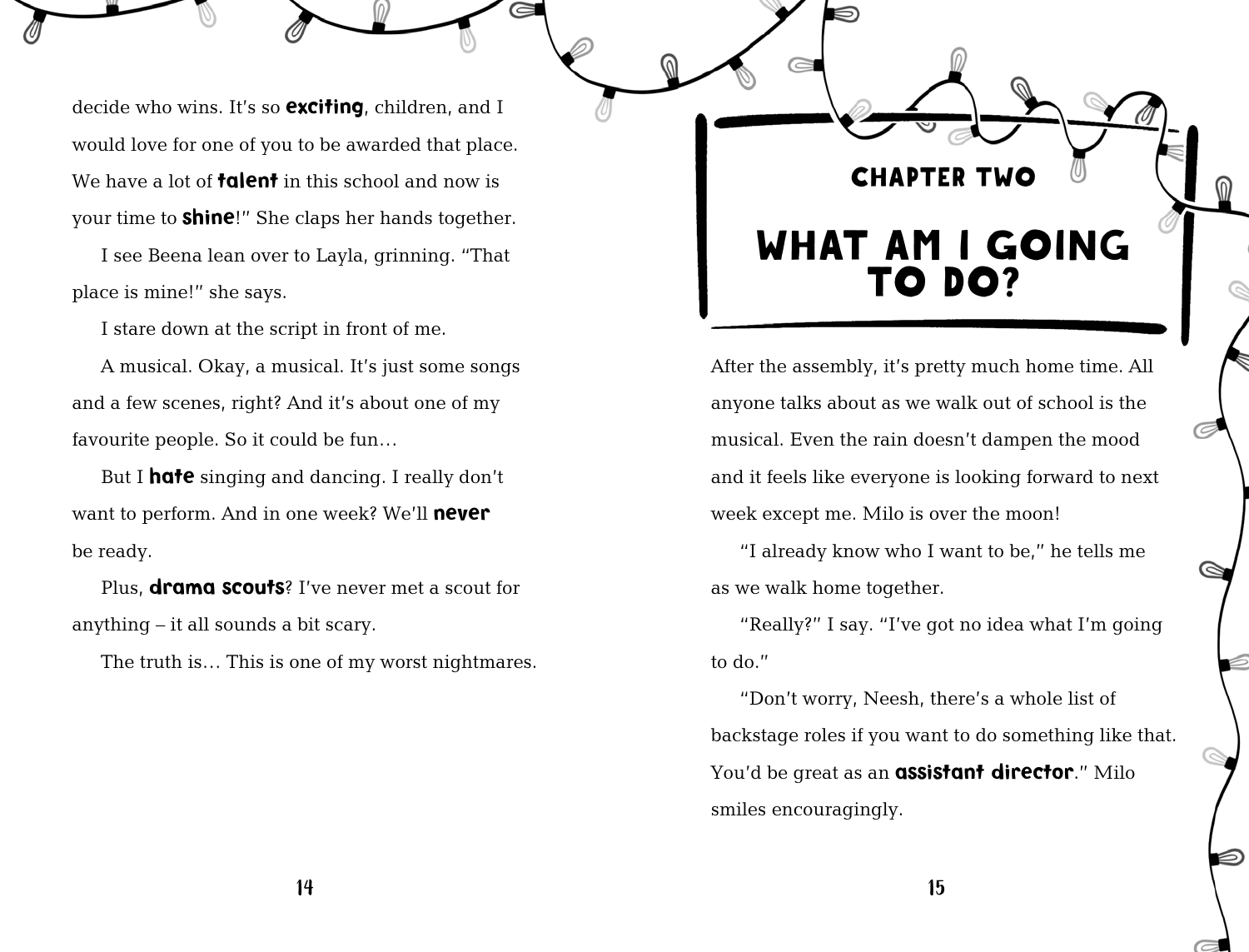decide who wins. It's so **exciting**, children, and I would love for one of you to be awarded that place. We have a lot of **talent** in this school and now is your time to **shine**!" She claps her hands together.

I see Beena lean over to Layla, grinning. "That place is mine!" she says.

I stare down at the script in front of me.

A musical. Okay, a musical. It's just some songs and a few scenes, right? And it's about one of my favourite people. So it could be fun…

But I **hate** singing and dancing. I really don't want to perform. And in one week? We'll **never** be ready.

Plus, **drama scouts**? I've never met a scout for anything – it all sounds a bit scary.

The truth is… This is one of my worst nightmares.

## CHAPTER TWO

# WHAT AM I GOING TO DO?

After the assembly, it's pretty much home time. All anyone talks about as we walk out of school is the musical. Even the rain doesn't dampen the mood and it feels like everyone is looking forward to next week except me. Milo is over the moon!

"I already know who I want to be," he tells me as we walk home together.

"Really?" I say. "I've got no idea what I'm going to do."

"Don't worry, Neesh, there's a whole list of backstage roles if you want to do something like that. You'd be great as an **assistant director**." Milo smiles encouragingly.